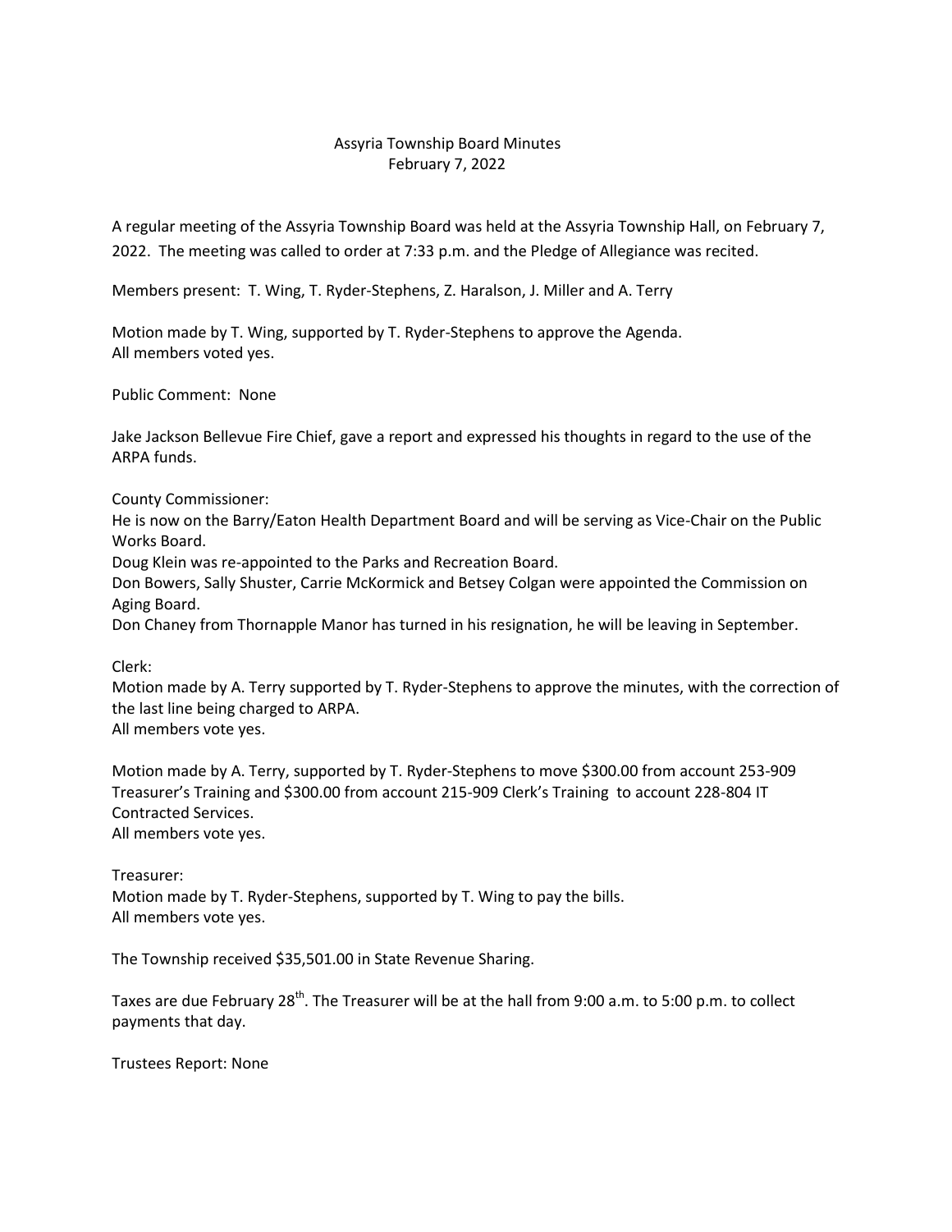# Assyria Township Board Minutes
## February 7, 2022

A regular meeting of the Assyria Township Board was held at the Assyria Township Hall, on February 7, 2022. The meeting was called to order at 7:33 p.m. and the Pledge of Allegiance was recited.

Members present: T. Wing, T. Ryder-Stephens, Z. Haralson, J. Miller and A. Terry

Motion made by T. Wing, supported by T. Ryder-Stephens to approve the Agenda.
All members voted yes.

Public Comment: None

Jake Jackson Bellevue Fire Chief, gave a report and expressed his thoughts in regard to the use of the ARPA funds.

County Commissioner:
He is now on the Barry/Eaton Health Department Board and will be serving as Vice-Chair on the Public Works Board.
Doug Klein was re-appointed to the Parks and Recreation Board.
Don Bowers, Sally Shuster, Carrie McKormick and Betsey Colgan were appointed the Commission on Aging Board.
Don Chaney from Thornapple Manor has turned in his resignation, he will be leaving in September.

Clerk:
Motion made by A. Terry supported by T. Ryder-Stephens to approve the minutes, with the correction of the last line being charged to ARPA.
All members vote yes.

Motion made by A. Terry, supported by T. Ryder-Stephens to move $300.00 from account 253-909 Treasurer's Training and $300.00 from account 215-909 Clerk's Training to account 228-804 IT Contracted Services.
All members vote yes.

Treasurer:
Motion made by T. Ryder-Stephens, supported by T. Wing to pay the bills.
All members vote yes.

The Township received $35,501.00 in State Revenue Sharing.

Taxes are due February 28th. The Treasurer will be at the hall from 9:00 a.m. to 5:00 p.m. to collect payments that day.

Trustees Report: None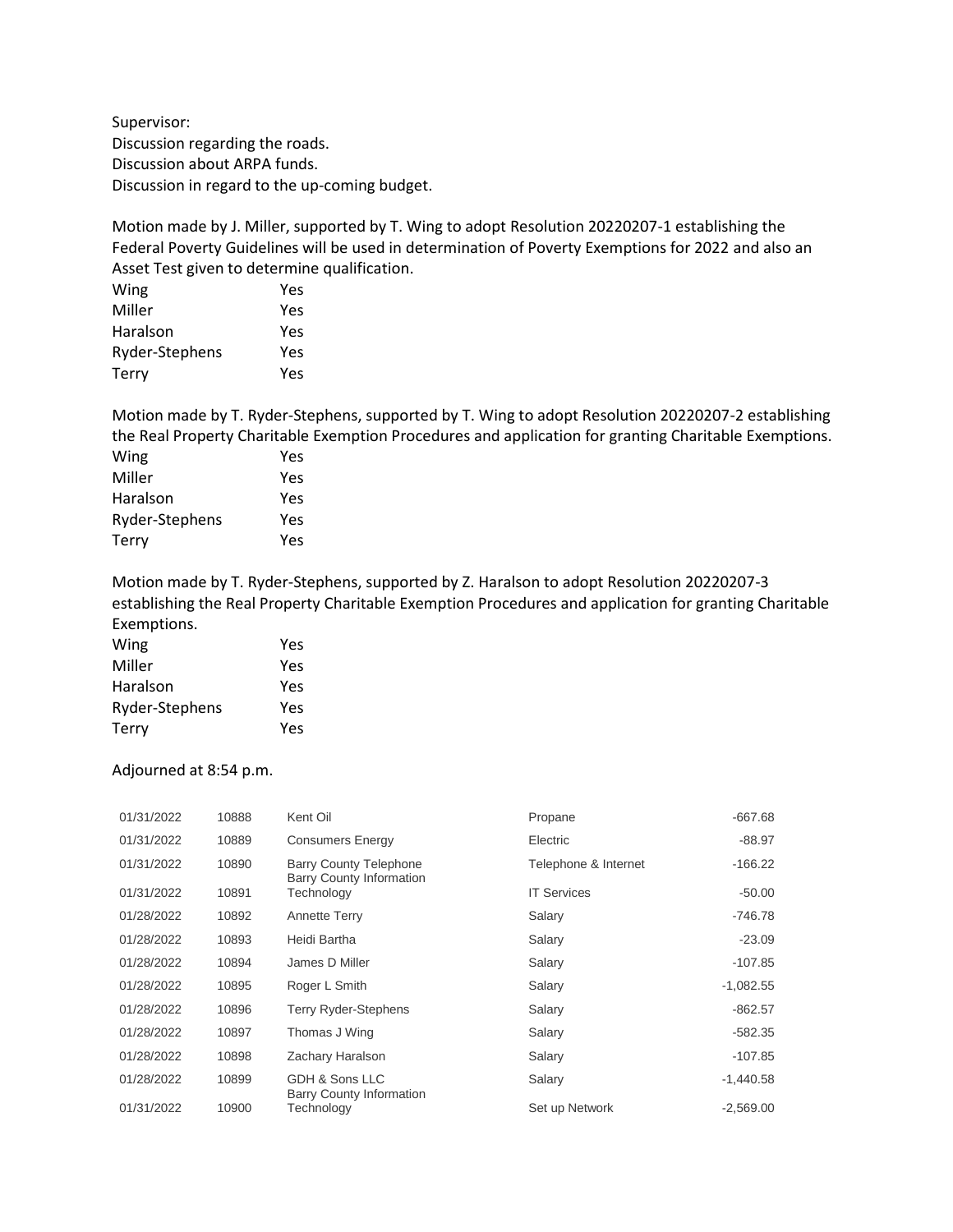Supervisor:
Discussion regarding the roads.
Discussion about ARPA funds.
Discussion in regard to the up-coming budget.

Motion made by J. Miller, supported by T. Wing to adopt Resolution 20220207-1 establishing the Federal Poverty Guidelines will be used in determination of Poverty Exemptions for 2022 and also an Asset Test given to determine qualification.

| | |
|---|---|
| Wing | Yes |
| Miller | Yes |
| Haralson | Yes |
| Ryder-Stephens | Yes |
| Terry | Yes |

Motion made by T. Ryder-Stephens, supported by T. Wing to adopt Resolution 20220207-2 establishing the Real Property Charitable Exemption Procedures and application for granting Charitable Exemptions.

| | |
|---|---|
| Wing | Yes |
| Miller | Yes |
| Haralson | Yes |
| Ryder-Stephens | Yes |
| Terry | Yes |

Motion made by T. Ryder-Stephens, supported by Z. Haralson to adopt Resolution 20220207-3 establishing the Real Property Charitable Exemption Procedures and application for granting Charitable Exemptions.

| | |
|---|---|
| Wing | Yes |
| Miller | Yes |
| Haralson | Yes |
| Ryder-Stephens | Yes |
| Terry | Yes |

Adjourned at 8:54 p.m.

| | | | | |
|---|---|---|---|---|
| 01/31/2022 | 10888 | Kent Oil | Propane | -667.68 |
| 01/31/2022 | 10889 | Consumers Energy | Electric | -88.97 |
| 01/31/2022 | 10890 | Barry County Telephone | Telephone & Internet | -166.22 |
| 01/31/2022 | 10891 | Barry County Information Technology | IT Services | -50.00 |
| 01/28/2022 | 10892 | Annette Terry | Salary | -746.78 |
| 01/28/2022 | 10893 | Heidi Bartha | Salary | -23.09 |
| 01/28/2022 | 10894 | James D Miller | Salary | -107.85 |
| 01/28/2022 | 10895 | Roger L Smith | Salary | -1,082.55 |
| 01/28/2022 | 10896 | Terry Ryder-Stephens | Salary | -862.57 |
| 01/28/2022 | 10897 | Thomas J Wing | Salary | -582.35 |
| 01/28/2022 | 10898 | Zachary Haralson | Salary | -107.85 |
| 01/28/2022 | 10899 | GDH & Sons LLC | Salary | -1,440.58 |
| 01/31/2022 | 10900 | Barry County Information Technology | Set up Network | -2,569.00 |